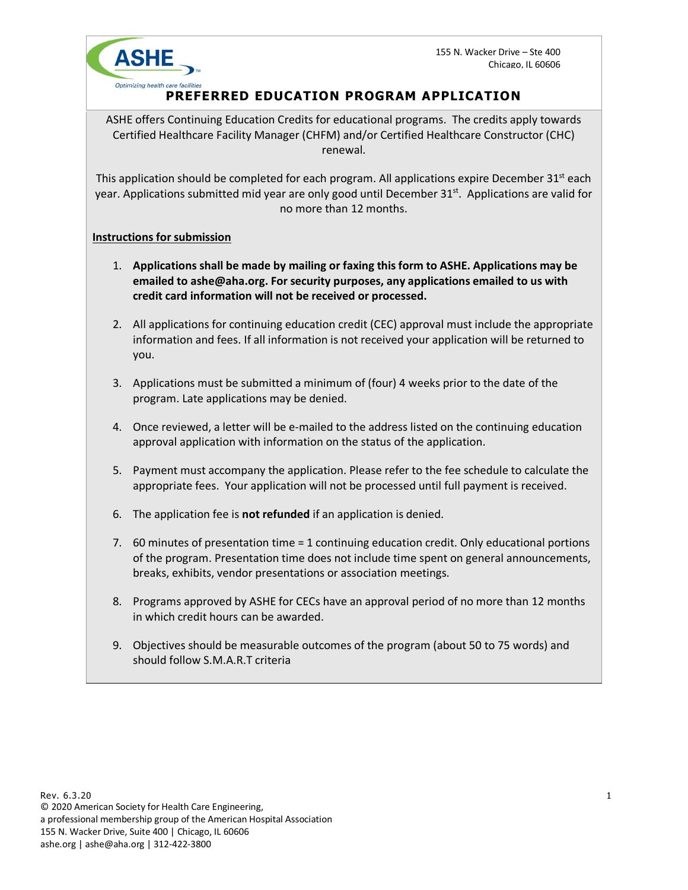ASHE
Optimizing health care facilities

155 N. Wacker Drive – Ste 400
Chicago, IL 60606

# PREFERRED EDUCATION PROGRAM APPLICATION

ASHE offers Continuing Education Credits for educational programs. The credits apply towards Certified Healthcare Facility Manager (CHFM) and/or Certified Healthcare Constructor (CHC) renewal.

This application should be completed for each program. All applications expire December 31st each year. Applications submitted mid year are only good until December 31st. Applications are valid for no more than 12 months.

**Instructions for submission**

1. **Applications shall be made by mailing or faxing this form to ASHE. Applications may be emailed to ashe@aha.org. For security purposes, any applications emailed to us with credit card information will not be received or processed.**
2. All applications for continuing education credit (CEC) approval must include the appropriate information and fees. If all information is not received your application will be returned to you.
3. Applications must be submitted a minimum of (four) 4 weeks prior to the date of the program. Late applications may be denied.
4. Once reviewed, a letter will be e-mailed to the address listed on the continuing education approval application with information on the status of the application.
5. Payment must accompany the application. Please refer to the fee schedule to calculate the appropriate fees. Your application will not be processed until full payment is received.
6. The application fee is **not refunded** if an application is denied.
7. 60 minutes of presentation time = 1 continuing education credit. Only educational portions of the program. Presentation time does not include time spent on general announcements, breaks, exhibits, vendor presentations or association meetings.
8. Programs approved by ASHE for CECs have an approval period of no more than 12 months in which credit hours can be awarded.
9. Objectives should be measurable outcomes of the program (about 50 to 75 words) and should follow S.M.A.R.T criteria

Rev. 6.3.20
© 2020 American Society for Health Care Engineering,
a professional membership group of the American Hospital Association
155 N. Wacker Drive, Suite 400 | Chicago, IL 60606
ashe.org | ashe@aha.org | 312-422-3800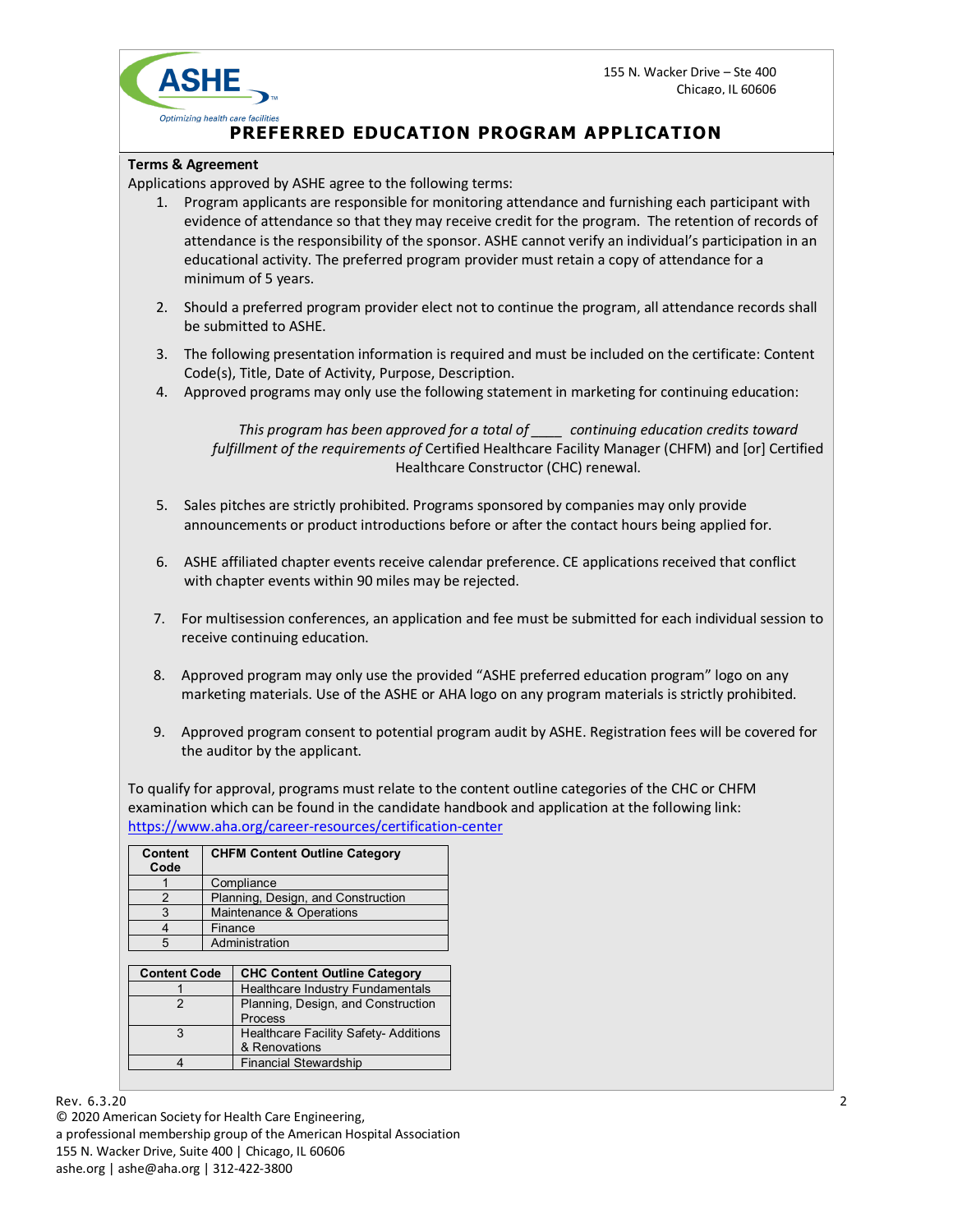155 N. Wacker Drive – Ste 400
Chicago, IL 60606

# PREFERRED EDUCATION PROGRAM APPLICATION

**Terms & Agreement**

Applications approved by ASHE agree to the following terms:

1. Program applicants are responsible for monitoring attendance and furnishing each participant with evidence of attendance so that they may receive credit for the program. The retention of records of attendance is the responsibility of the sponsor. ASHE cannot verify an individual's participation in an educational activity. The preferred program provider must retain a copy of attendance for a minimum of 5 years.

2. Should a preferred program provider elect not to continue the program, all attendance records shall be submitted to ASHE.

3. The following presentation information is required and must be included on the certificate: Content Code(s), Title, Date of Activity, Purpose, Description.

4. Approved programs may only use the following statement in marketing for continuing education:

   *This program has been approved for a total of ____ continuing education credits toward fulfillment of the requirements of* Certified Healthcare Facility Manager (CHFM) and [or] Certified Healthcare Constructor (CHC) renewal.

5. Sales pitches are strictly prohibited. Programs sponsored by companies may only provide announcements or product introductions before or after the contact hours being applied for.

6. ASHE affiliated chapter events receive calendar preference. CE applications received that conflict with chapter events within 90 miles may be rejected.

7. For multisession conferences, an application and fee must be submitted for each individual session to receive continuing education.

8. Approved program may only use the provided "ASHE preferred education program" logo on any marketing materials. Use of the ASHE or AHA logo on any program materials is strictly prohibited.

9. Approved program consent to potential program audit by ASHE. Registration fees will be covered for the auditor by the applicant.

To qualify for approval, programs must relate to the content outline categories of the CHC or CHFM examination which can be found in the candidate handbook and application at the following link: https://www.aha.org/career-resources/certification-center

| Content Code | CHFM Content Outline Category |
|---|---|
| 1 | Compliance |
| 2 | Planning, Design, and Construction |
| 3 | Maintenance & Operations |
| 4 | Finance |
| 5 | Administration |

| Content Code | CHC Content Outline Category |
|---|---|
| 1 | Healthcare Industry Fundamentals |
| 2 | Planning, Design, and Construction Process |
| 3 | Healthcare Facility Safety- Additions & Renovations |
| 4 | Financial Stewardship |

Rev. 6.3.20

© 2020 American Society for Health Care Engineering,
a professional membership group of the American Hospital Association
155 N. Wacker Drive, Suite 400 | Chicago, IL 60606
ashe.org | ashe@aha.org | 312-422-3800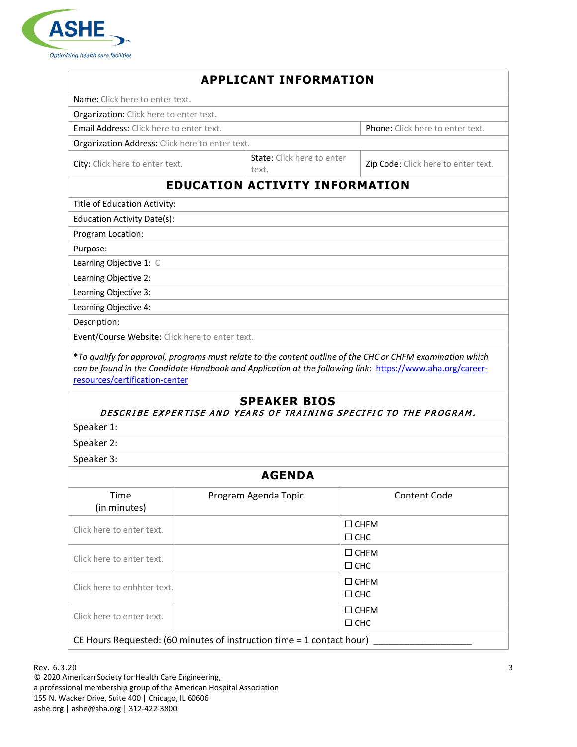ASHE

Optimizing health care facilities

## APPLICANT INFORMATION

| | | |
|---|---|---|
| Name: Click here to enter text. | | |
| Organization: Click here to enter text. | | |
| Email Address: Click here to enter text. | | Phone: Click here to enter text. |
| Organization Address: Click here to enter text. | | |
| City: Click here to enter text. | State: Click here to enter text. | Zip Code: Click here to enter text. |

## EDUCATION ACTIVITY INFORMATION

Title of Education Activity:

Education Activity Date(s):

Program Location:

Purpose:

Learning Objective 1: C

Learning Objective 2:

Learning Objective 3:

Learning Objective 4:

Description:

Event/Course Website: Click here to enter text.

**\***_To qualify for approval, programs must relate to the content outline of the CHC or CHFM examination which can be found in the Candidate Handbook and Application at the following link:_ [https://www.aha.org/career-resources/certification-center](https://www.aha.org/career-resources/certification-center)

## SPEAKER BIOS

***DESCRIBE EXPERTISE AND YEARS OF TRAINING SPECIFIC TO THE PROGRAM.***

Speaker 1:

Speaker 2:

Speaker 3:

## AGENDA

| Time (in minutes) | Program Agenda Topic | Content Code |
|---|---|---|
| Click here to enter text. | | ☐ CHFM ☐ CHC |
| Click here to enter text. | | ☐ CHFM ☐ CHC |
| Click here to enhhter text. | | ☐ CHFM ☐ CHC |
| Click here to enter text. | | ☐ CHFM ☐ CHC |

CE Hours Requested: (60 minutes of instruction time = 1 contact hour) ___________________

Rev. 6.3.20

© 2020 American Society for Health Care Engineering,
a professional membership group of the American Hospital Association
155 N. Wacker Drive, Suite 400 | Chicago, IL 60606
ashe.org | ashe@aha.org | 312-422-3800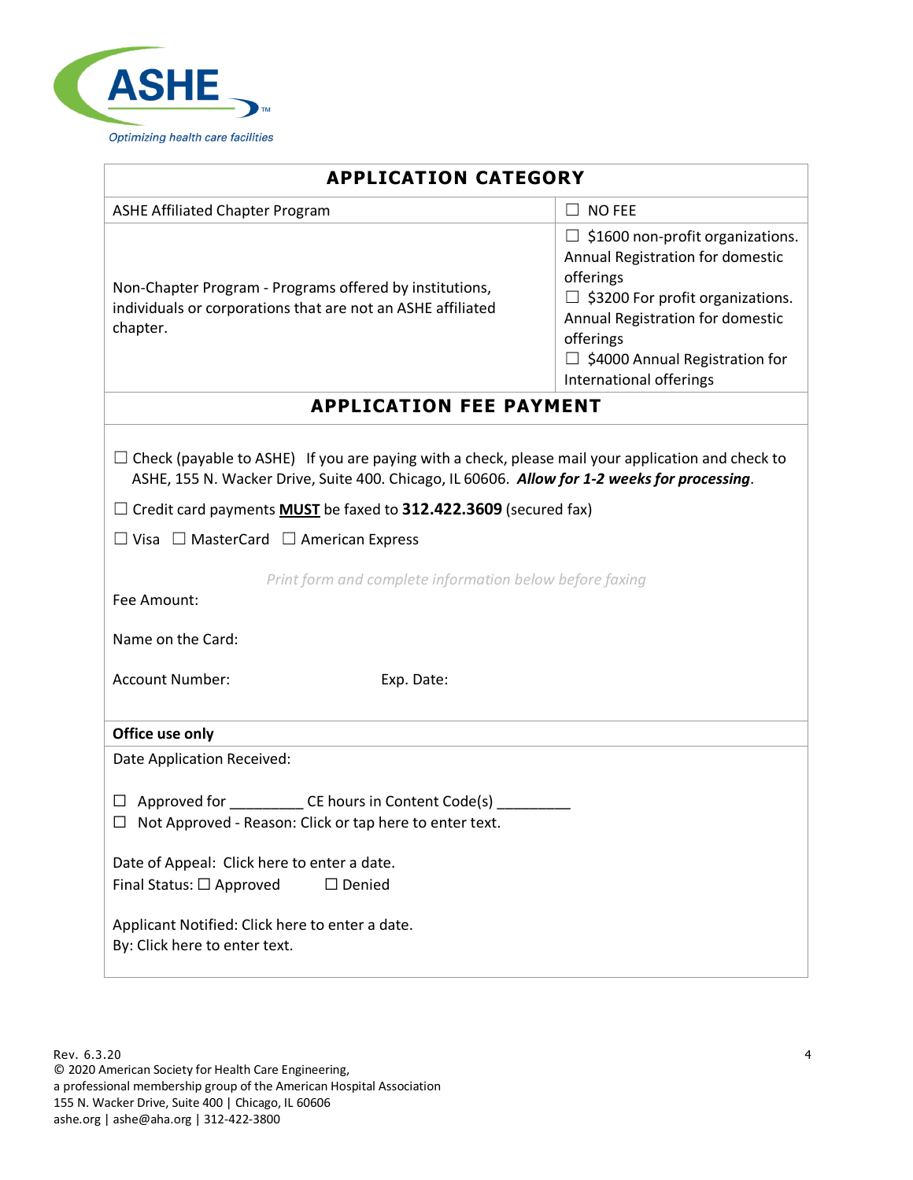ASHE

*Optimizing health care facilities*

## APPLICATION CATEGORY

| | |
|---|---|
| ASHE Affiliated Chapter Program | ☐ NO FEE |
| Non-Chapter Program - Programs offered by institutions, individuals or corporations that are not an ASHE affiliated chapter. | ☐ $1600 non-profit organizations. Annual Registration for domestic offerings<br>☐ $3200 For profit organizations. Annual Registration for domestic offerings<br>☐ $4000 Annual Registration for International offerings |

## APPLICATION FEE PAYMENT

☐ Check (payable to ASHE) If you are paying with a check, please mail your application and check to ASHE, 155 N. Wacker Drive, Suite 400. Chicago, IL 60606. ***Allow for 1-2 weeks for processing***.

☐ Credit card payments **MUST** be faxed to **312.422.3609** (secured fax)

☐ Visa ☐ MasterCard ☐ American Express

*Print form and complete information below before faxing*

Fee Amount:

Name on the Card:

Account Number: Exp. Date:

**Office use only**

Date Application Received:

☐ Approved for _________ CE hours in Content Code(s) _________

☐ Not Approved - Reason: Click or tap here to enter text.

Date of Appeal: Click here to enter a date.

Final Status: ☐ Approved ☐ Denied

Applicant Notified: Click here to enter a date.

By: Click here to enter text.

Rev. 6.3.20

© 2020 American Society for Health Care Engineering,
a professional membership group of the American Hospital Association
155 N. Wacker Drive, Suite 400 | Chicago, IL 60606
ashe.org | ashe@aha.org | 312-422-3800